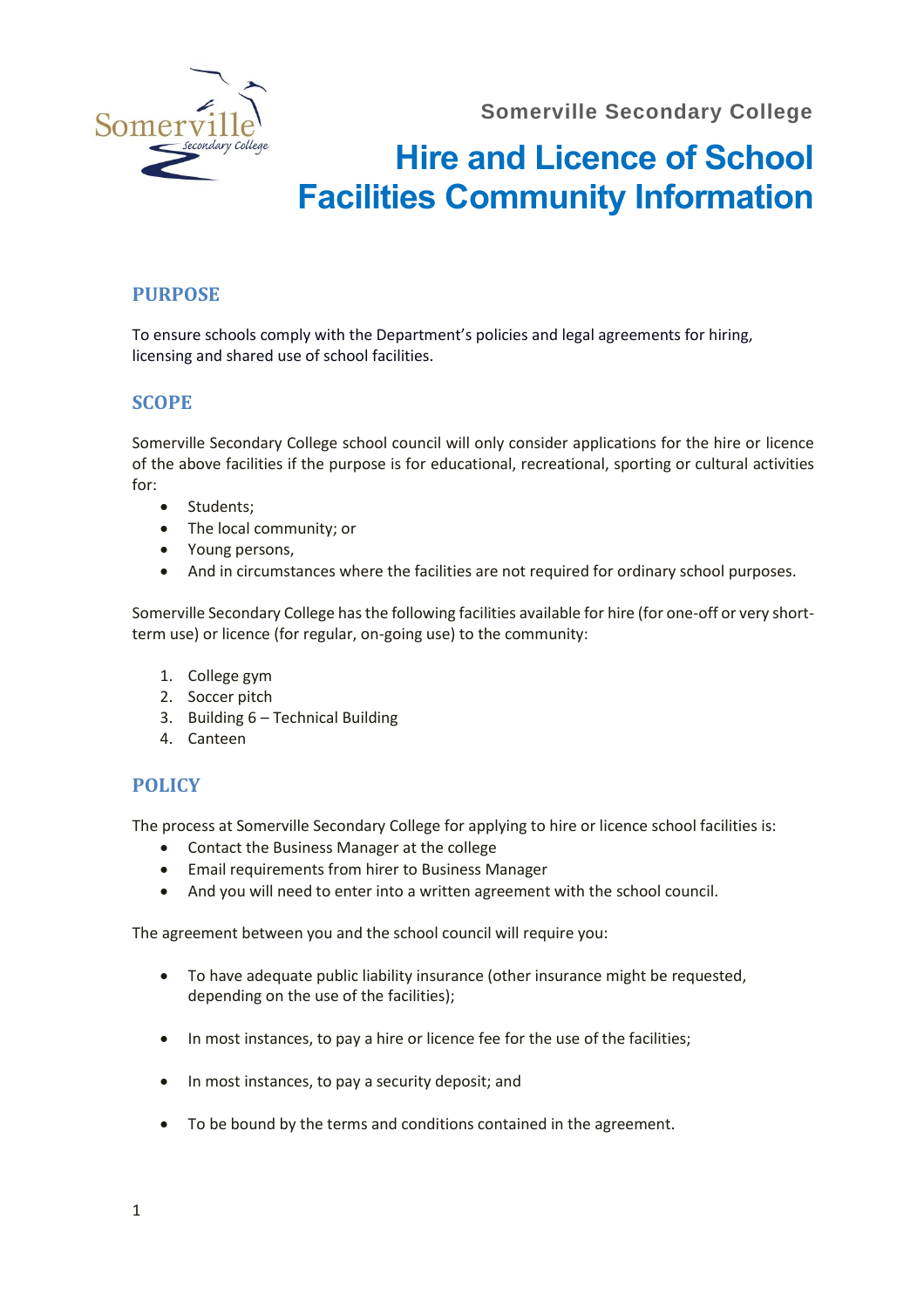Somerville Secondary College

# Hire and Licence of School Facilities Community Information

## PURPOSE

To ensure schools comply with the Department's policies and legal agreements for hiring, licensing and shared use of school facilities.

## SCOPE

Somerville Secondary College school council will only consider applications for the hire or licence of the above facilities if the purpose is for educational, recreational, sporting or cultural activities for:

- Students;
- The local community; or
- Young persons,
- And in circumstances where the facilities are not required for ordinary school purposes.

Somerville Secondary College has the following facilities available for hire (for one-off or very short-term use) or licence (for regular, on-going use) to the community:

1. College gym
2. Soccer pitch
3. Building 6 – Technical Building
4. Canteen

## POLICY

The process at Somerville Secondary College for applying to hire or licence school facilities is:

- Contact the Business Manager at the college
- Email requirements from hirer to Business Manager
- And you will need to enter into a written agreement with the school council.

The agreement between you and the school council will require you:

- To have adequate public liability insurance (other insurance might be requested, depending on the use of the facilities);
- In most instances, to pay a hire or licence fee for the use of the facilities;
- In most instances, to pay a security deposit; and
- To be bound by the terms and conditions contained in the agreement.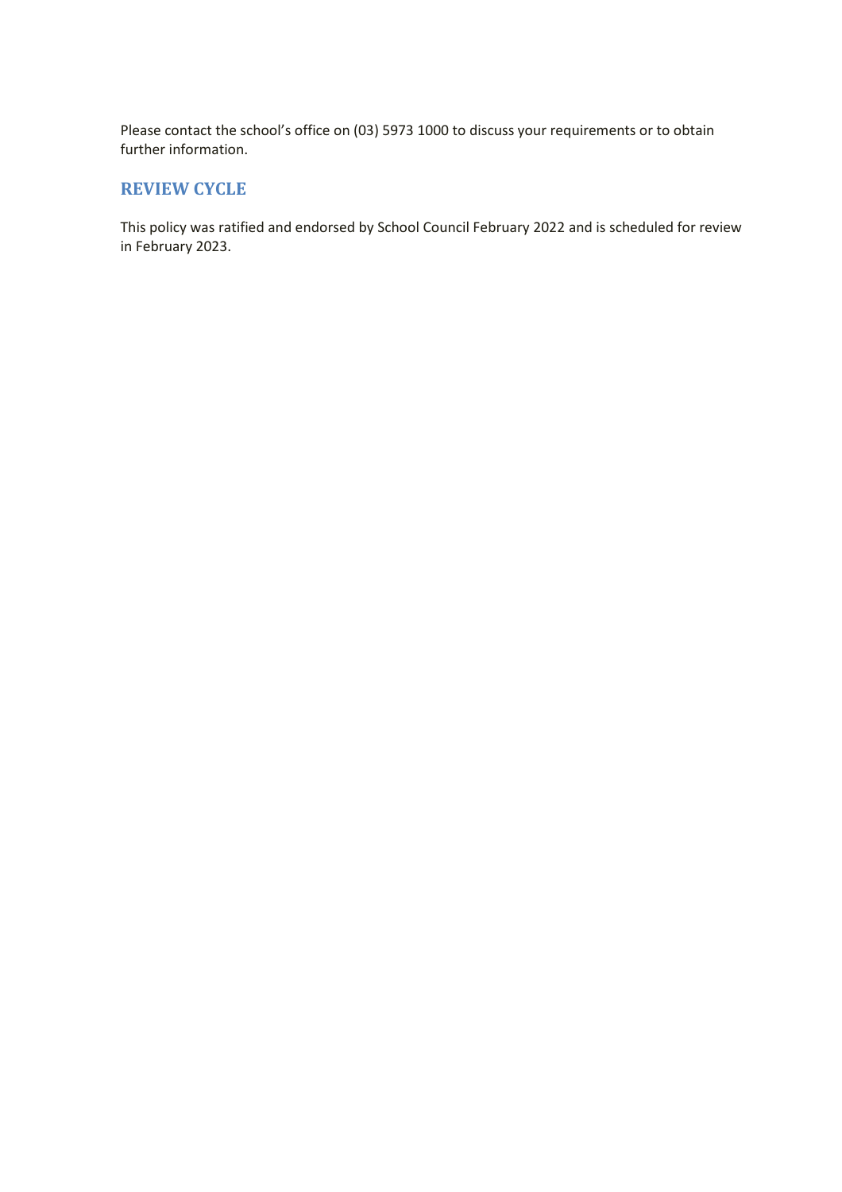Please contact the school's office on (03) 5973 1000 to discuss your requirements or to obtain further information.

## REVIEW CYCLE

This policy was ratified and endorsed by School Council February 2022 and is scheduled for review in February 2023.